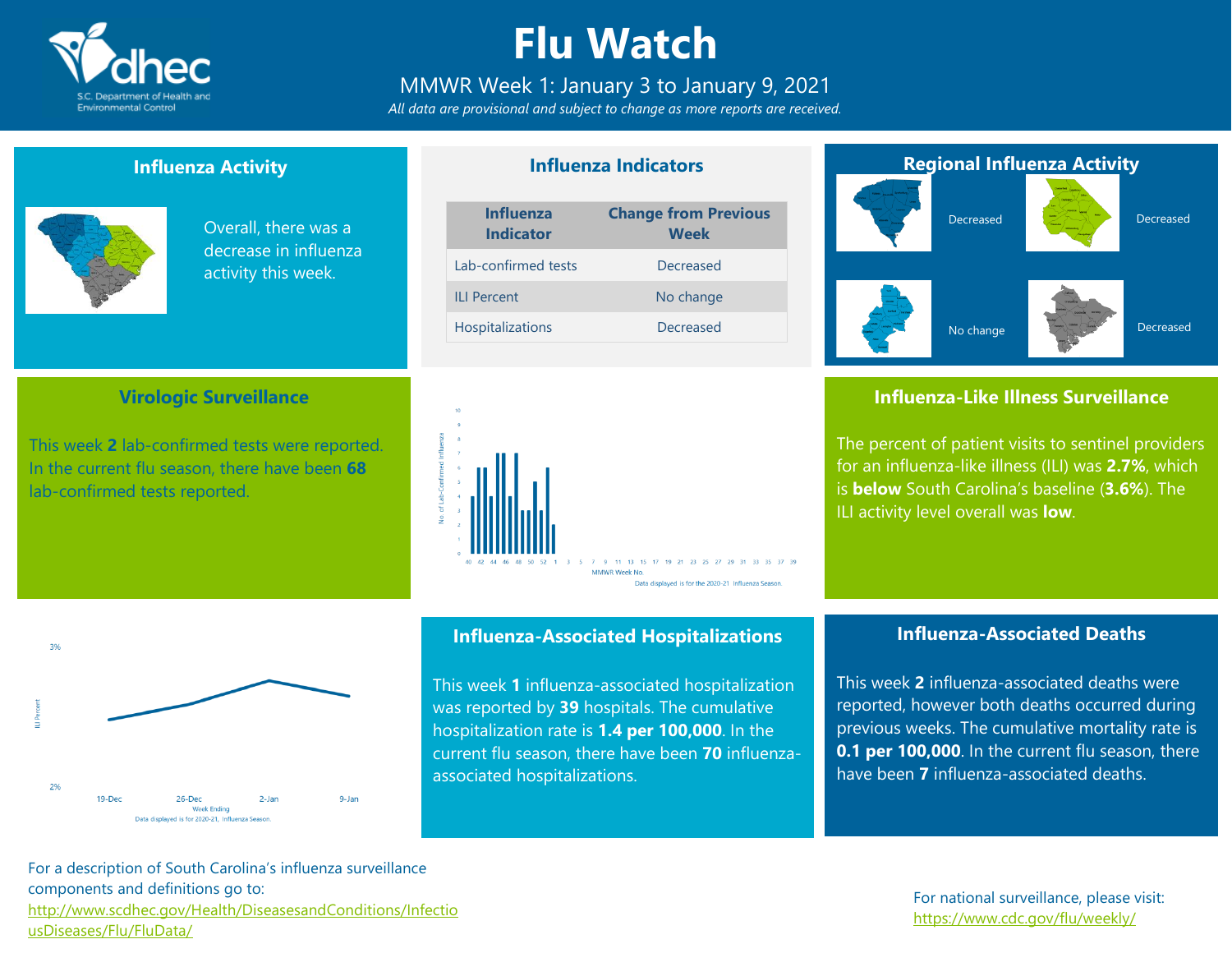# Flu Watch

MMWR Week 1: January 3 to January 9, 2021

*All data are provisional and subject to change as more reports are received.*

## Influenza Activity

Overall, there was a decrease in influenza activity this week.

## Influenza Indicators

| Influenza Indicator | Change from Previous Week |
|---|---|
| Lab-confirmed tests | Decreased |
| ILI Percent | No change |
| Hospitalizations | Decreased |

## Regional Influenza Activity

Decreased

Decreased

No change

Decreased

## Virologic Surveillance

This week **2** lab-confirmed tests were reported. In the current flu season, there have been **68** lab-confirmed tests reported.

10
9
8
7
6
5
4
3
2
1
0

No. of Lab-Confirmed Influenza

40 42 44 46 48 50 52 1 3 5 7 9 11 13 15 17 19 21 23 25 27 29 31 33 35 37 39

MMWR Week No.

Data displayed is for the 2020-21 Influenza Season.

## Influenza-Like Illness Surveillance

The percent of patient visits to sentinel providers for an influenza-like illness (ILI) was **2.7%**, which is **below** South Carolina's baseline (**3.6%**). The ILI activity level overall was **low**.

3%

2%

ILI Percent

19-Dec 26-Dec 2-Jan 9-Jan

Week Ending

Data displayed is for 2020-21, Influenza Season.

## Influenza-Associated Hospitalizations

This week **1** influenza-associated hospitalization was reported by **39** hospitals. The cumulative hospitalization rate is **1.4 per 100,000**. In the current flu season, there have been **70** influenza-associated hospitalizations.

## Influenza-Associated Deaths

This week **2** influenza-associated deaths were reported, however both deaths occurred during previous weeks. The cumulative mortality rate is **0.1 per 100,000**. In the current flu season, there have been **7** influenza-associated deaths.

For a description of South Carolina's influenza surveillance components and definitions go to: http://www.scdhec.gov/Health/DiseasesandConditions/InfectiousDiseases/Flu/FluData/

For national surveillance, please visit: https://www.cdc.gov/flu/weekly/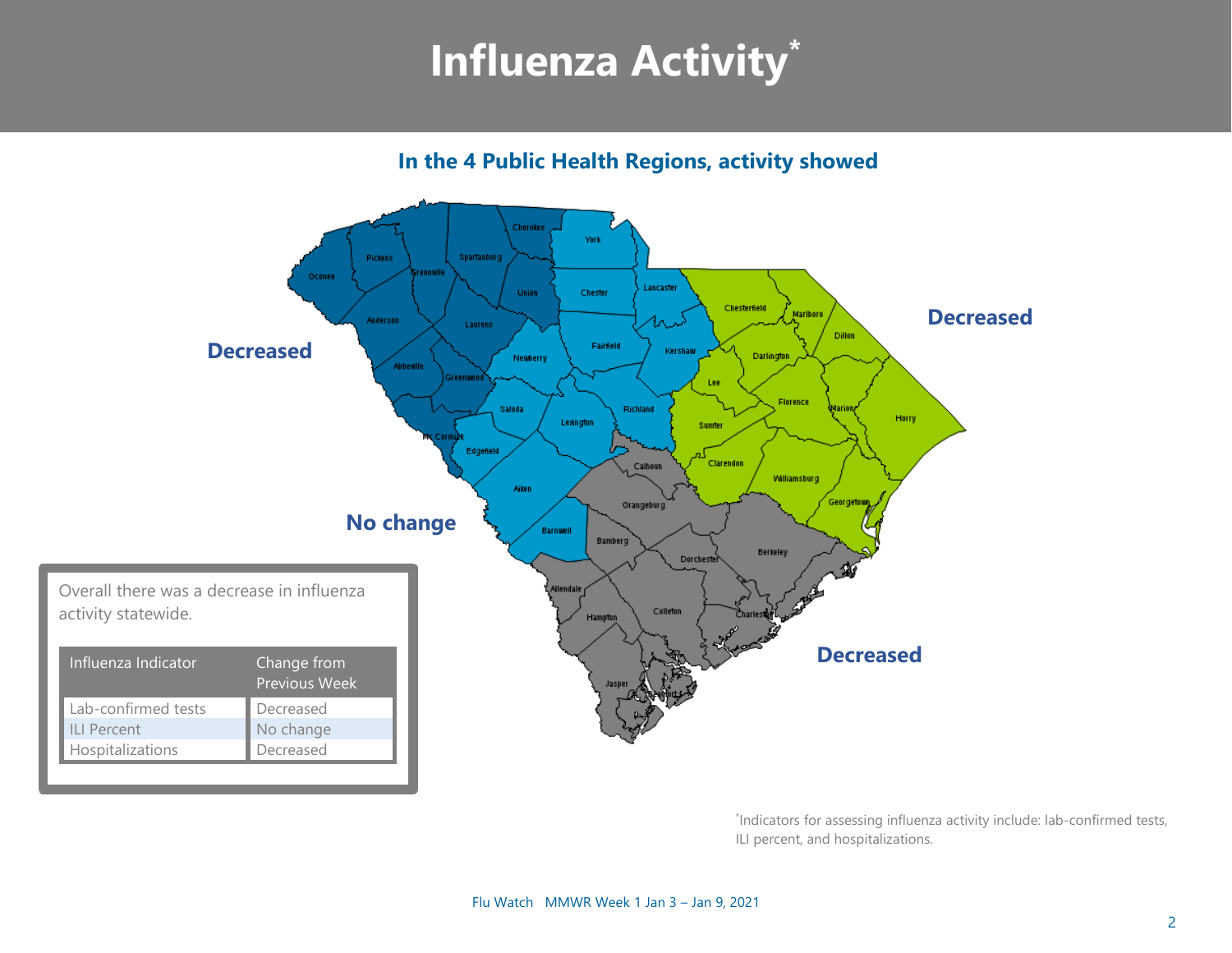# Influenza Activity*

**In the 4 Public Health Regions, activity showed**

Decreased

Decreased

No change

Decreased

Oconee
Pickens
Greenville
Spartanburg
Cherokee
York
Union
Chester
Lancaster
Anderson
Laurens
Chesterfield
Marlboro
Dillon
Newberry
Fairfield
Kershaw
Darlington
Abbeville
Greenwood
Lee
Florence
Marion
Horry
Saluda
Lexington
Richland
Sumter
Mc Cormick
Edgefield
Calhoun
Clarendon
Williamsburg
Aiken
Orangeburg
Georgetown
Barnwell
Bamberg
Berkeley
Dorchester
Allendale
Colleton
Hampton
Charleston
Jasper
Beaufort

Overall there was a decrease in influenza activity statewide.

| Influenza Indicator | Change from Previous Week |
|---|---|
| Lab-confirmed tests | Decreased |
| ILI Percent | No change |
| Hospitalizations | Decreased |

*Indicators for assessing influenza activity include: lab-confirmed tests, ILI percent, and hospitalizations.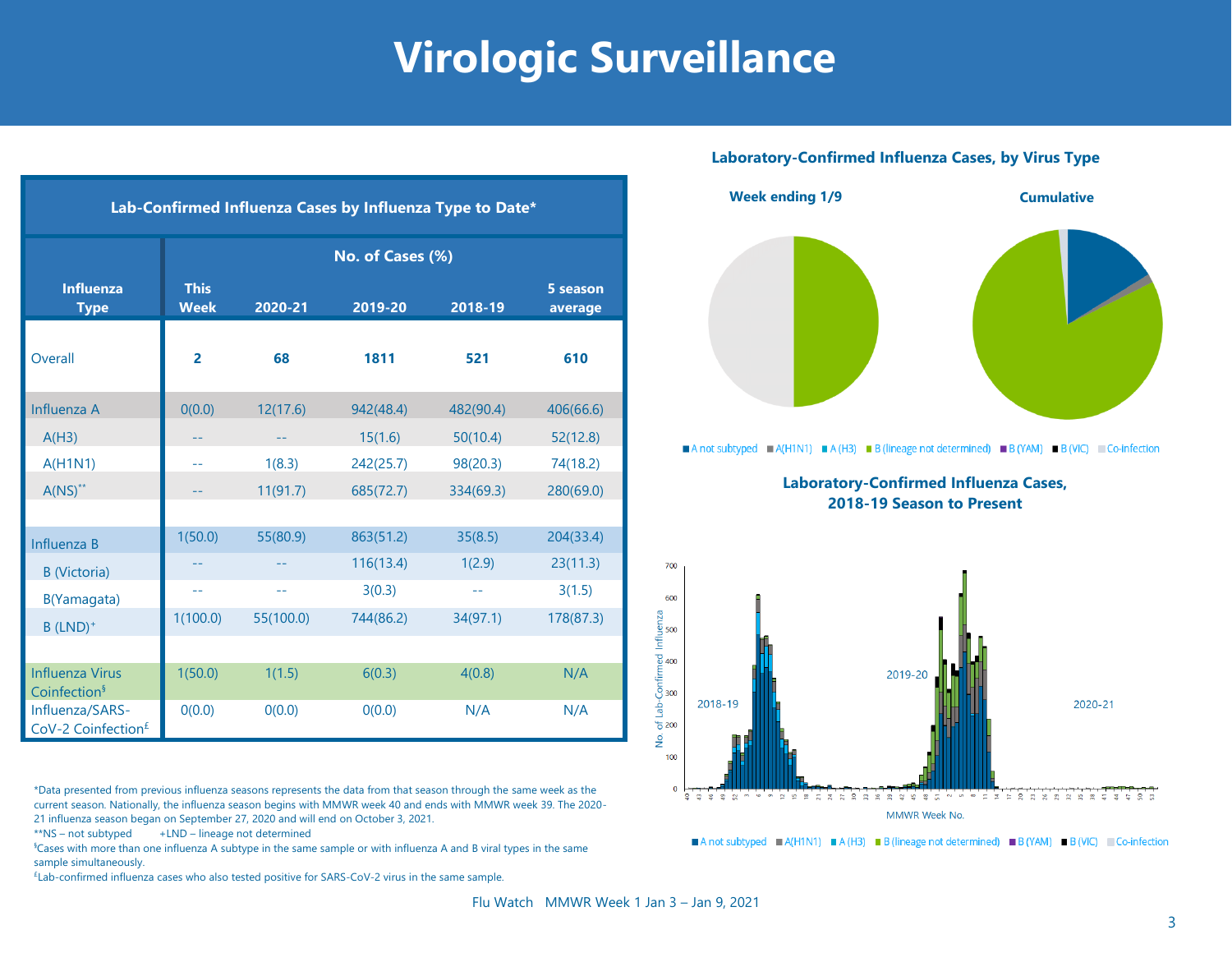# Virologic Surveillance

| Lab-Confirmed Influenza Cases by Influenza Type to Date* | | | | | |
|---|---|---|---|---|---|
| | No. of Cases (%) | | | | |
| Influenza Type | This Week | 2020-21 | 2019-20 | 2018-19 | 5 season average |
| Overall | **2** | **68** | **1811** | **521** | **610** |
| Influenza A | 0(0.0) | 12(17.6) | 942(48.4) | 482(90.4) | 406(66.6) |
| A(H3) | -- | -- | 15(1.6) | 50(10.4) | 52(12.8) |
| A(H1N1) | -- | 1(8.3) | 242(25.7) | 98(20.3) | 74(18.2) |
| A(NS)** | -- | 11(91.7) | 685(72.7) | 334(69.3) | 280(69.0) |
| Influenza B | 1(50.0) | 55(80.9) | 863(51.2) | 35(8.5) | 204(33.4) |
| B (Victoria) | -- | -- | 116(13.4) | 1(2.9) | 23(11.3) |
| B(Yamagata) | -- | -- | 3(0.3) | -- | 3(1.5) |
| B (LND)+ | 1(100.0) | 55(100.0) | 744(86.2) | 34(97.1) | 178(87.3) |
| Influenza Virus Coinfection§ | 1(50.0) | 1(1.5) | 6(0.3) | 4(0.8) | N/A |
| Influenza/SARS-CoV-2 Coinfection£ | 0(0.0) | 0(0.0) | 0(0.0) | N/A | N/A |

*Data presented from previous influenza seasons represents the data from that season through the same week as the current season. Nationally, the influenza season begins with MMWR week 40 and ends with MMWR week 39. The 2020-21 influenza season began on September 27, 2020 and will end on October 3, 2021.

**NS – not subtyped +LND – lineage not determined

§Cases with more than one influenza A subtype in the same sample or with influenza A and B viral types in the same sample simultaneously.

£Lab-confirmed influenza cases who also tested positive for SARS-CoV-2 virus in the same sample.

**Laboratory-Confirmed Influenza Cases, by Virus Type**

Week ending 1/9

Cumulative

A not subtyped A(H1N1) A (H3) B (lineage not determined) B (YAM) B (VIC) Co-infection

**Laboratory-Confirmed Influenza Cases, 2018-19 Season to Present**

No. of Lab-Confirmed Influenza

700
600
500
400
300
200
100
0

2018-19
2019-20
2020-21

MMWR Week No.

A not subtyped A(H1N1) A (H3) B (lineage not determined) B (YAM) B (VIC) Co-infection

Flu Watch MMWR Week 1 Jan 3 – Jan 9, 2021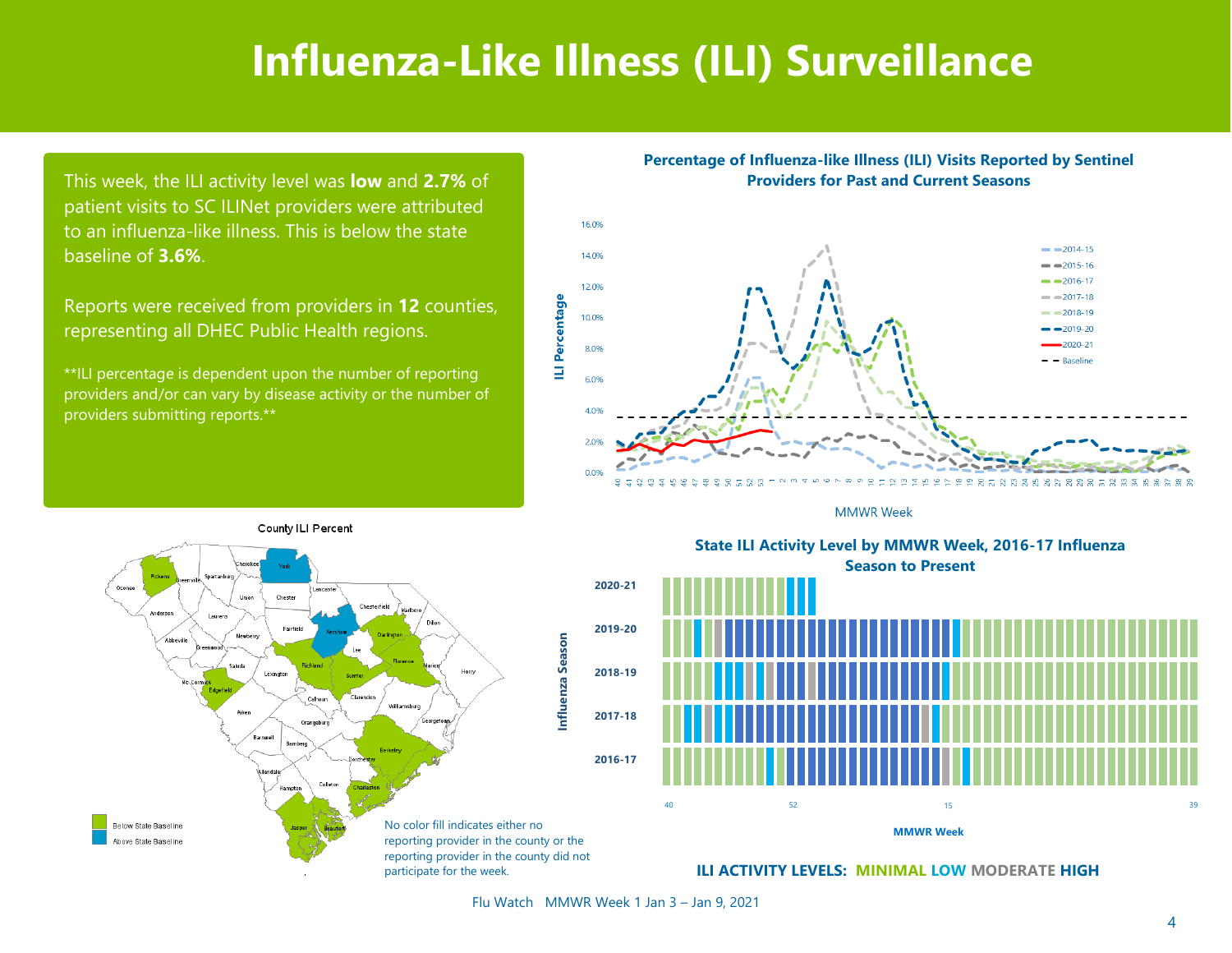# Influenza-Like Illness (ILI) Surveillance

This week, the ILI activity level was **low** and **2.7%** of patient visits to SC ILINet providers were attributed to an influenza-like illness. This is below the state baseline of **3.6%**.

Reports were received from providers in **12** counties, representing all DHEC Public Health regions.

**ILI percentage is dependent upon the number of reporting providers and/or can vary by disease activity or the number of providers submitting reports.**

**Percentage of Influenza-like Illness (ILI) Visits Reported by Sentinel Providers for Past and Current Seasons**

ILI Percentage

16.0%
14.0%
12.0%
10.0%
8.0%
6.0%
4.0%
2.0%
0.0%

40 41 42 43 44 45 46 47 48 49 50 51 52 53 1 2 3 4 5 6 7 8 9 10 11 12 13 14 15 16 17 18 19 20 21 22 23 24 25 26 27 28 29 30 31 32 33 34 35 36 37 38 39

MMWR Week

2014-15
2015-16
2016-17
2017-18
2018-19
2019-20
2020-21
Baseline

County ILI Percent

Below State Baseline
Above State Baseline

No color fill indicates either no reporting provider in the county or the reporting provider in the county did not participate for the week.

**State ILI Activity Level by MMWR Week, 2016-17 Influenza Season to Present**

Influenza Season

2020-21
2019-20
2018-19
2017-18
2016-17

40
52
15
39

MMWR Week

**ILI ACTIVITY LEVELS: MINIMAL LOW MODERATE HIGH**

Flu Watch MMWR Week 1 Jan 3 – Jan 9, 2021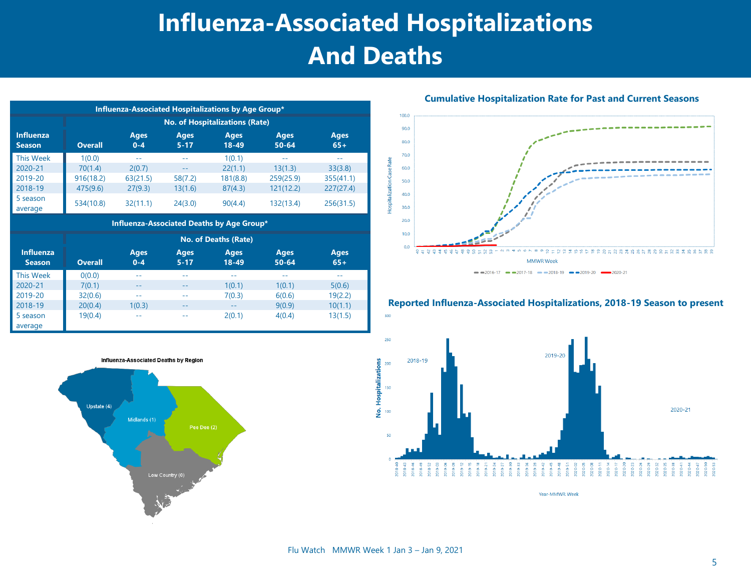# Influenza-Associated Hospitalizations And Deaths

| Influenza-Associated Hospitalizations by Age Group* | | | | | | |
|---|---|---|---|---|---|---|
| | No. of Hospitalizations (Rate) | | | | | |
| Influenza Season | Overall | Ages 0-4 | Ages 5-17 | Ages 18-49 | Ages 50-64 | Ages 65+ |
| This Week | 1(0.0) | -- | -- | 1(0.1) | -- | -- |
| 2020-21 | 70(1.4) | 2(0.7) | -- | 22(1.1) | 13(1.3) | 33(3.8) |
| 2019-20 | 916(18.2) | 63(21.5) | 58(7.2) | 181(8.8) | 259(25.9) | 355(41.1) |
| 2018-19 | 475(9.6) | 27(9.3) | 13(1.6) | 87(4.3) | 121(12.2) | 227(27.4) |
| 5 season average | 534(10.8) | 32(11.1) | 24(3.0) | 90(4.4) | 132(13.4) | 256(31.5) |

| Influenza-Associated Deaths by Age Group* | | | | | | |
|---|---|---|---|---|---|---|
| | No. of Deaths (Rate) | | | | | |
| Influenza Season | Overall | Ages 0-4 | Ages 5-17 | Ages 18-49 | Ages 50-64 | Ages 65+ |
| This Week | 0(0.0) | -- | -- | -- | -- | -- |
| 2020-21 | 7(0.1) | -- | -- | 1(0.1) | 1(0.1) | 5(0.6) |
| 2019-20 | 32(0.6) | -- | -- | 7(0.3) | 6(0.6) | 19(2.2) |
| 2018-19 | 20(0.4) | 1(0.3) | -- | -- | 9(0.9) | 10(1.1) |
| 5 season average | 19(0.4) | -- | -- | 2(0.1) | 4(0.4) | 13(1.5) |

Influenza-Associated Deaths by Region

Upstate (4)
Midlands (1)
Pee Dee (2)
Low Country (0)

**Cumulative Hospitalization Rate for Past and Current Seasons**

Hospitalization Case Rate

MMWR Week

2016-17 2017-18 2018-19 2019-20 2020-21

**Reported Influenza-Associated Hospitalizations, 2018-19 Season to present**

No. Hospitalizations

2018-19
2019-20
2020-21

Year-MMWR Week

Flu Watch MMWR Week 1 Jan 3 – Jan 9, 2021